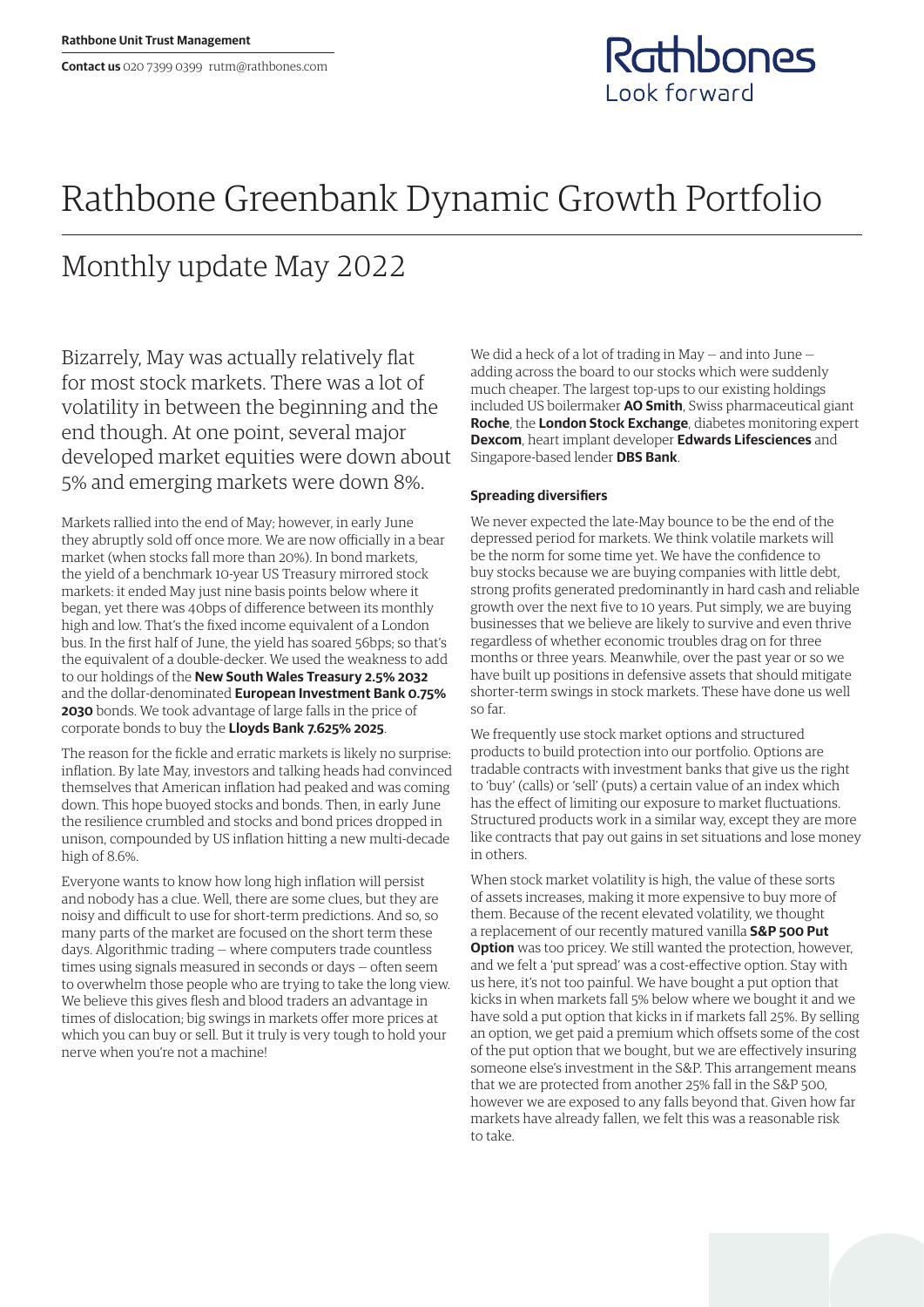Rathbone Unit Trust Management

**Contact us** 020 7399 0399 rutm@rathbones.com

Rathbones Look forward

# Rathbone Greenbank Dynamic Growth Portfolio

## Monthly update May 2022

Bizarrely, May was actually relatively flat for most stock markets. There was a lot of volatility in between the beginning and the end though. At one point, several major developed market equities were down about 5% and emerging markets were down 8%.

Markets rallied into the end of May; however, in early June they abruptly sold off once more. We are now officially in a bear market (when stocks fall more than 20%). In bond markets, the yield of a benchmark 10-year US Treasury mirrored stock markets: it ended May just nine basis points below where it began, yet there was 40bps of difference between its monthly high and low. That's the fixed income equivalent of a London bus. In the first half of June, the yield has soared 56bps; so that's the equivalent of a double-decker. We used the weakness to add to our holdings of the **New South Wales Treasury 2.5% 2032** and the dollar-denominated **European Investment Bank 0.75% 2030** bonds. We took advantage of large falls in the price of corporate bonds to buy the **Lloyds Bank 7.625% 2025**.

The reason for the fickle and erratic markets is likely no surprise: inflation. By late May, investors and talking heads had convinced themselves that American inflation had peaked and was coming down. This hope buoyed stocks and bonds. Then, in early June the resilience crumbled and stocks and bond prices dropped in unison, compounded by US inflation hitting a new multi-decade high of 8.6%.

Everyone wants to know how long high inflation will persist and nobody has a clue. Well, there are some clues, but they are noisy and difficult to use for short-term predictions. And so, so many parts of the market are focused on the short term these days. Algorithmic trading — where computers trade countless times using signals measured in seconds or days — often seem to overwhelm those people who are trying to take the long view. We believe this gives flesh and blood traders an advantage in times of dislocation; big swings in markets offer more prices at which you can buy or sell. But it truly is very tough to hold your nerve when you're not a machine!

We did a heck of a lot of trading in May — and into June — adding across the board to our stocks which were suddenly much cheaper. The largest top-ups to our existing holdings included US boilermaker **AO Smith**, Swiss pharmaceutical giant **Roche**, the **London Stock Exchange**, diabetes monitoring expert **Dexcom**, heart implant developer **Edwards Lifesciences** and Singapore-based lender **DBS Bank**.

#### Spreading diversifiers

We never expected the late-May bounce to be the end of the depressed period for markets. We think volatile markets will be the norm for some time yet. We have the confidence to buy stocks because we are buying companies with little debt, strong profits generated predominantly in hard cash and reliable growth over the next five to 10 years. Put simply, we are buying businesses that we believe are likely to survive and even thrive regardless of whether economic troubles drag on for three months or three years. Meanwhile, over the past year or so we have built up positions in defensive assets that should mitigate shorter-term swings in stock markets. These have done us well so far.

We frequently use stock market options and structured products to build protection into our portfolio. Options are tradable contracts with investment banks that give us the right to 'buy' (calls) or 'sell' (puts) a certain value of an index which has the effect of limiting our exposure to market fluctuations. Structured products work in a similar way, except they are more like contracts that pay out gains in set situations and lose money in others.

When stock market volatility is high, the value of these sorts of assets increases, making it more expensive to buy more of them. Because of the recent elevated volatility, we thought a replacement of our recently matured vanilla **S&P 500 Put Option** was too pricey. We still wanted the protection, however, and we felt a 'put spread' was a cost-effective option. Stay with us here, it's not too painful. We have bought a put option that kicks in when markets fall 5% below where we bought it and we have sold a put option that kicks in if markets fall 25%. By selling an option, we get paid a premium which offsets some of the cost of the put option that we bought, but we are effectively insuring someone else's investment in the S&P. This arrangement means that we are protected from another 25% fall in the S&P 500, however we are exposed to any falls beyond that. Given how far markets have already fallen, we felt this was a reasonable risk to take.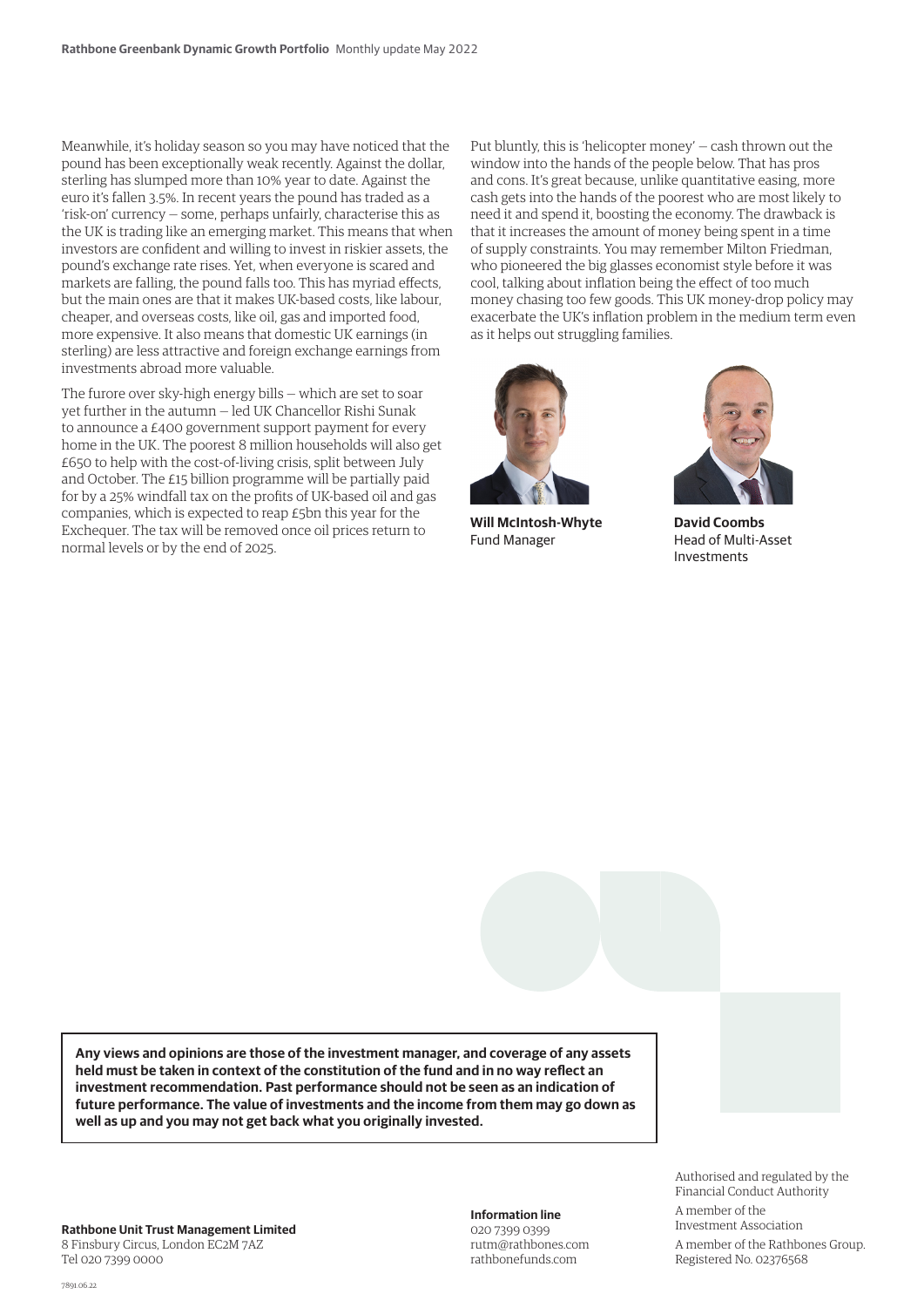Meanwhile, it's holiday season so you may have noticed that the pound has been exceptionally weak recently. Against the dollar, sterling has slumped more than 10% year to date. Against the euro it's fallen 3.5%. In recent years the pound has traded as a 'risk-on' currency — some, perhaps unfairly, characterise this as the UK is trading like an emerging market. This means that when investors are confident and willing to invest in riskier assets, the pound's exchange rate rises. Yet, when everyone is scared and markets are falling, the pound falls too. This has myriad effects, but the main ones are that it makes UK-based costs, like labour, cheaper, and overseas costs, like oil, gas and imported food, more expensive. It also means that domestic UK earnings (in sterling) are less attractive and foreign exchange earnings from investments abroad more valuable.

The furore over sky-high energy bills — which are set to soar yet further in the autumn — led UK Chancellor Rishi Sunak to announce a £400 government support payment for every home in the UK. The poorest 8 million households will also get £650 to help with the cost-of-living crisis, split between July and October. The £15 billion programme will be partially paid for by a 25% windfall tax on the profits of UK-based oil and gas companies, which is expected to reap £5bn this year for the Exchequer. The tax will be removed once oil prices return to normal levels or by the end of 2025.

Put bluntly, this is 'helicopter money' — cash thrown out the window into the hands of the people below. That has pros and cons. It's great because, unlike quantitative easing, more cash gets into the hands of the poorest who are most likely to need it and spend it, boosting the economy. The drawback is that it increases the amount of money being spent in a time of supply constraints. You may remember Milton Friedman, who pioneered the big glasses economist style before it was cool, talking about inflation being the effect of too much money chasing too few goods. This UK money-drop policy may exacerbate the UK's inflation problem in the medium term even as it helps out struggling families.

**Will McIntosh-Whyte**
Fund Manager

**David Coombs**
Head of Multi-Asset Investments

**Any views and opinions are those of the investment manager, and coverage of any assets held must be taken in context of the constitution of the fund and in no way reflect an investment recommendation. Past performance should not be seen as an indication of future performance. The value of investments and the income from them may go down as well as up and you may not get back what you originally invested.**

**Rathbone Unit Trust Management Limited**
8 Finsbury Circus, London EC2M 7AZ
Tel 020 7399 0000

**Information line**
020 7399 0399
rutm@rathbones.com
rathbonefunds.com

Authorised and regulated by the Financial Conduct Authority

A member of the Investment Association

A member of the Rathbones Group. Registered No. 02376568

7891.06.22